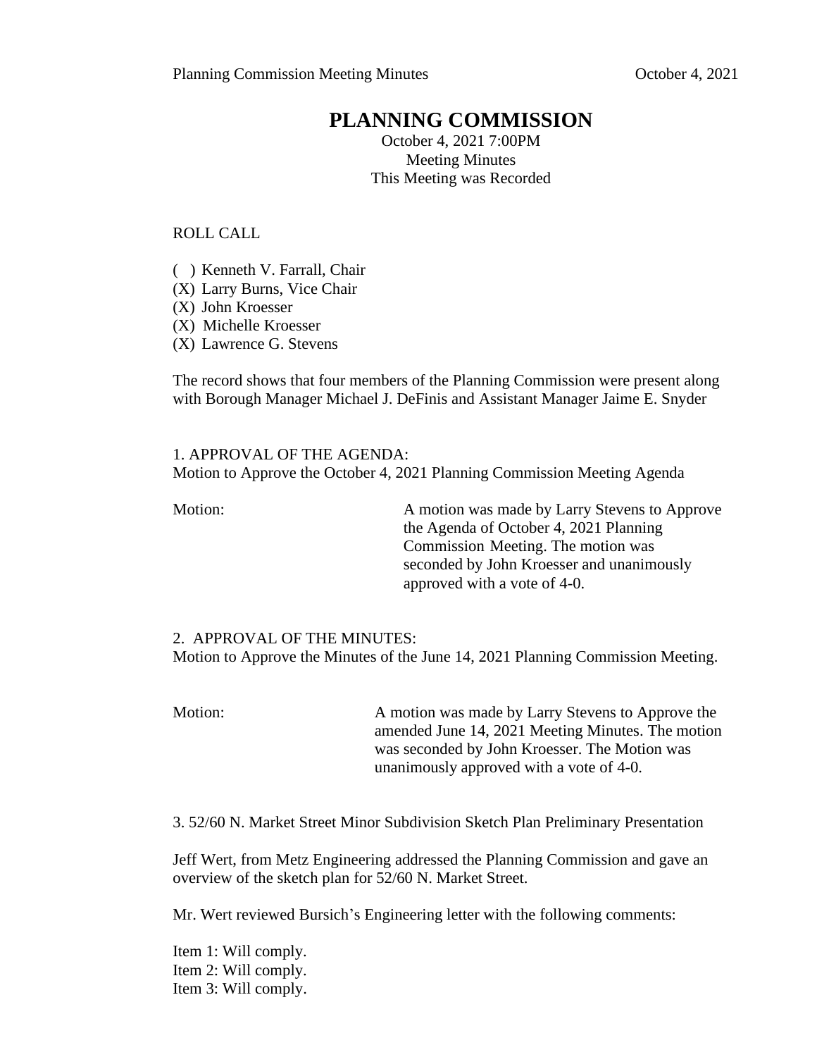# PLANNING COMMISSION

October 4, 2021 7:00PM
Meeting Minutes
This Meeting was Recorded

ROLL CALL

( ) Kenneth V. Farrall, Chair
(X) Larry Burns, Vice Chair
(X) John Kroesser
(X) Michelle Kroesser
(X) Lawrence G. Stevens

The record shows that four members of the Planning Commission were present along with Borough Manager Michael J. DeFinis and Assistant Manager Jaime E. Snyder

1. APPROVAL OF THE AGENDA:
Motion to Approve the October 4, 2021 Planning Commission Meeting Agenda

Motion: A motion was made by Larry Stevens to Approve the Agenda of October 4, 2021 Planning Commission Meeting. The motion was seconded by John Kroesser and unanimously approved with a vote of 4-0.

2. APPROVAL OF THE MINUTES:
Motion to Approve the Minutes of the June 14, 2021 Planning Commission Meeting.

Motion: A motion was made by Larry Stevens to Approve the amended June 14, 2021 Meeting Minutes. The motion was seconded by John Kroesser. The Motion was unanimously approved with a vote of 4-0.

3. 52/60 N. Market Street Minor Subdivision Sketch Plan Preliminary Presentation

Jeff Wert, from Metz Engineering addressed the Planning Commission and gave an overview of the sketch plan for 52/60 N. Market Street.

Mr. Wert reviewed Bursich's Engineering letter with the following comments:

Item 1: Will comply.
Item 2: Will comply.
Item 3: Will comply.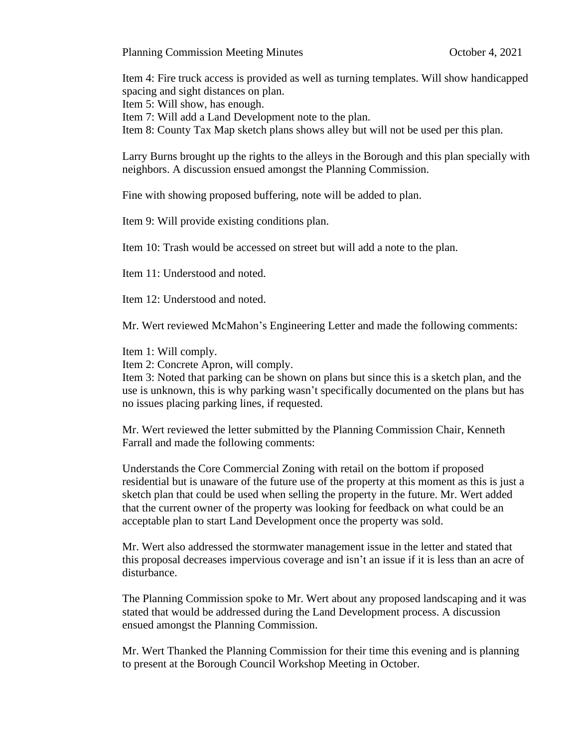Item 4: Fire truck access is provided as well as turning templates. Will show handicapped spacing and sight distances on plan.
Item 5: Will show, has enough.
Item 7: Will add a Land Development note to the plan.
Item 8: County Tax Map sketch plans shows alley but will not be used per this plan.

Larry Burns brought up the rights to the alleys in the Borough and this plan specially with neighbors. A discussion ensued amongst the Planning Commission.

Fine with showing proposed buffering, note will be added to plan.

Item 9: Will provide existing conditions plan.

Item 10: Trash would be accessed on street but will add a note to the plan.

Item 11: Understood and noted.

Item 12: Understood and noted.

Mr. Wert reviewed McMahon's Engineering Letter and made the following comments:

Item 1: Will comply.
Item 2: Concrete Apron, will comply.
Item 3: Noted that parking can be shown on plans but since this is a sketch plan, and the use is unknown, this is why parking wasn't specifically documented on the plans but has no issues placing parking lines, if requested.

Mr. Wert reviewed the letter submitted by the Planning Commission Chair, Kenneth Farrall and made the following comments:

Understands the Core Commercial Zoning with retail on the bottom if proposed residential but is unaware of the future use of the property at this moment as this is just a sketch plan that could be used when selling the property in the future. Mr. Wert added that the current owner of the property was looking for feedback on what could be an acceptable plan to start Land Development once the property was sold.

Mr. Wert also addressed the stormwater management issue in the letter and stated that this proposal decreases impervious coverage and isn't an issue if it is less than an acre of disturbance.

The Planning Commission spoke to Mr. Wert about any proposed landscaping and it was stated that would be addressed during the Land Development process. A discussion ensued amongst the Planning Commission.

Mr. Wert Thanked the Planning Commission for their time this evening and is planning to present at the Borough Council Workshop Meeting in October.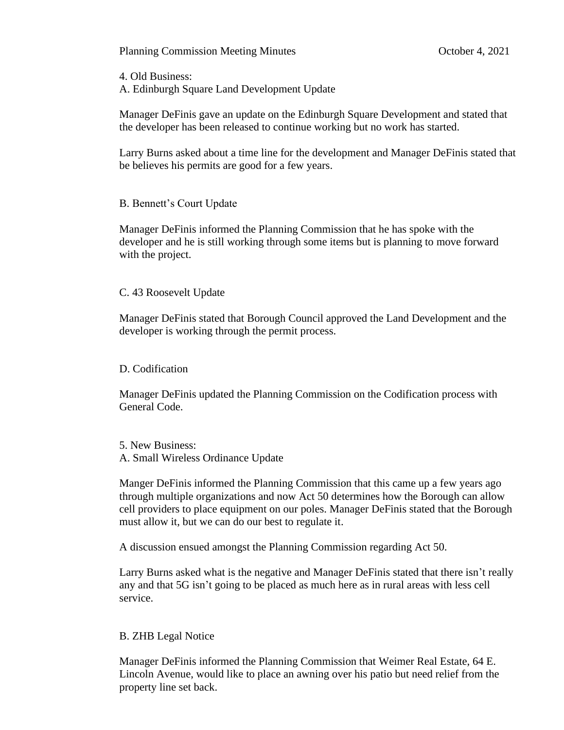4. Old Business:

A. Edinburgh Square Land Development Update

Manager DeFinis gave an update on the Edinburgh Square Development and stated that the developer has been released to continue working but no work has started.

Larry Burns asked about a time line for the development and Manager DeFinis stated that be believes his permits are good for a few years.

B. Bennett's Court Update

Manager DeFinis informed the Planning Commission that he has spoke with the developer and he is still working through some items but is planning to move forward with the project.

C. 43 Roosevelt Update

Manager DeFinis stated that Borough Council approved the Land Development and the developer is working through the permit process.

D. Codification

Manager DeFinis updated the Planning Commission on the Codification process with General Code.

5. New Business:

A. Small Wireless Ordinance Update

Manger DeFinis informed the Planning Commission that this came up a few years ago through multiple organizations and now Act 50 determines how the Borough can allow cell providers to place equipment on our poles. Manager DeFinis stated that the Borough must allow it, but we can do our best to regulate it.

A discussion ensued amongst the Planning Commission regarding Act 50.

Larry Burns asked what is the negative and Manager DeFinis stated that there isn't really any and that 5G isn't going to be placed as much here as in rural areas with less cell service.

B. ZHB Legal Notice

Manager DeFinis informed the Planning Commission that Weimer Real Estate, 64 E. Lincoln Avenue, would like to place an awning over his patio but need relief from the property line set back.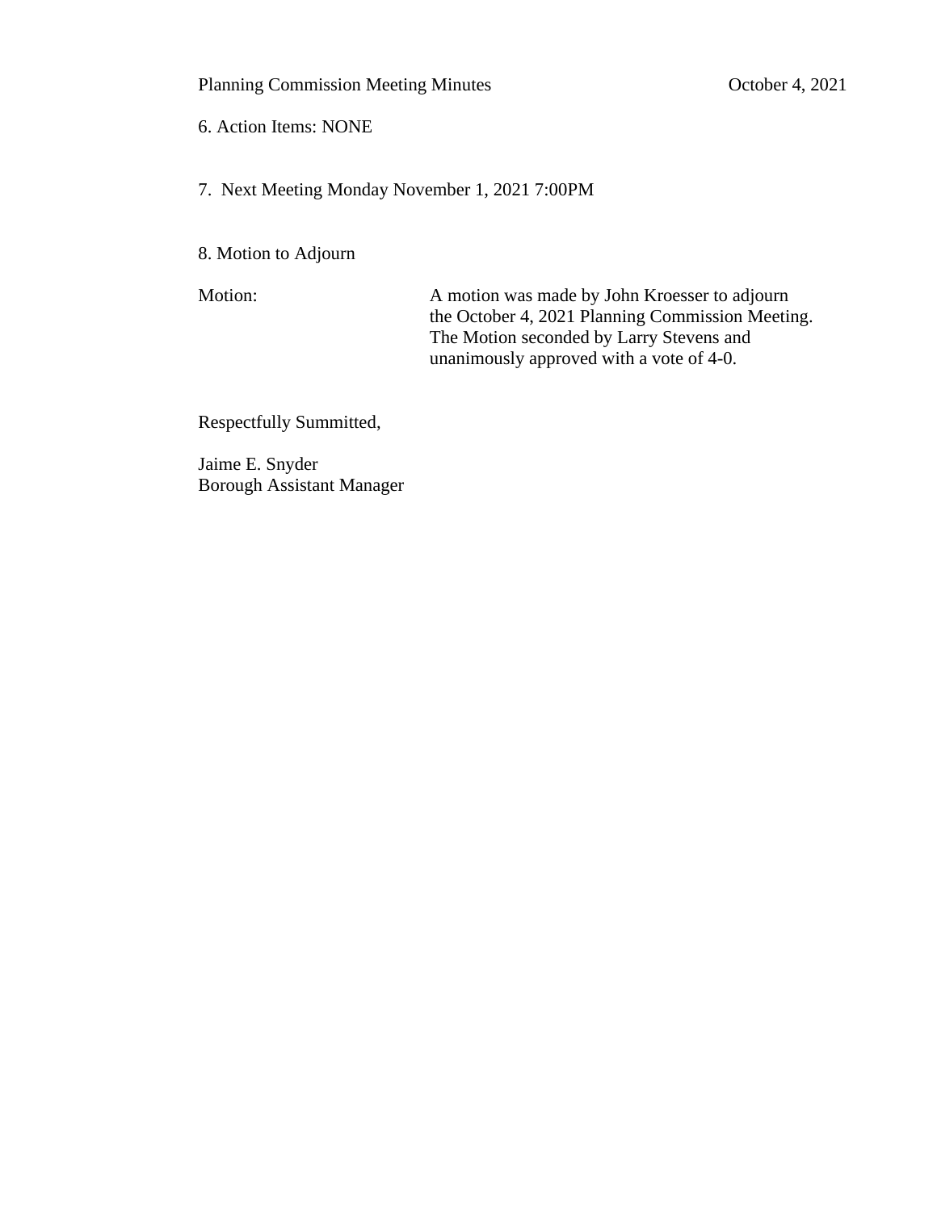6. Action Items: NONE

7. Next Meeting Monday November 1, 2021 7:00PM

8. Motion to Adjourn

Motion: A motion was made by John Kroesser to adjourn the October 4, 2021 Planning Commission Meeting. The Motion seconded by Larry Stevens and unanimously approved with a vote of 4-0.

Respectfully Summitted,

Jaime E. Snyder
Borough Assistant Manager